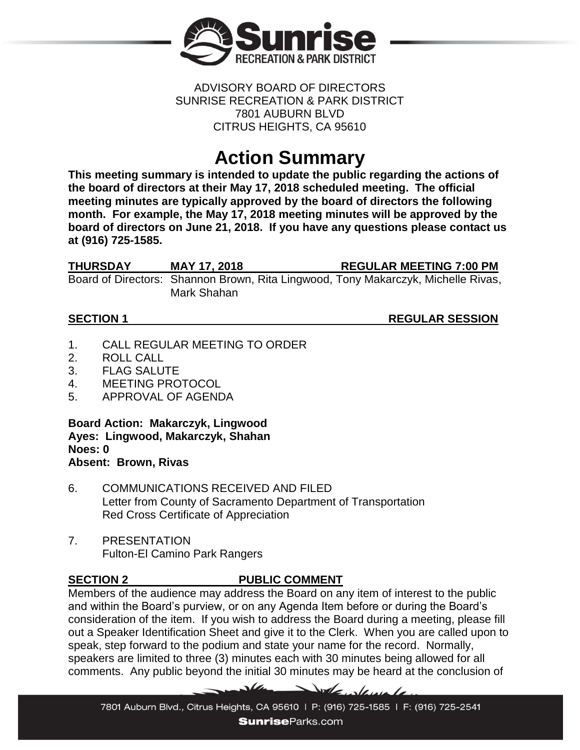ADVISORY BOARD OF DIRECTORS
SUNRISE RECREATION & PARK DISTRICT
7801 AUBURN BLVD
CITRUS HEIGHTS, CA 95610

# Action Summary

**This meeting summary is intended to update the public regarding the actions of the board of directors at their May 17, 2018 scheduled meeting. The official meeting minutes are typically approved by the board of directors the following month. For example, the May 17, 2018 meeting minutes will be approved by the board of directors on June 21, 2018. If you have any questions please contact us at (916) 725-1585.**

**THURSDAY MAY 17, 2018 REGULAR MEETING 7:00 PM**

Board of Directors: Shannon Brown, Rita Lingwood, Tony Makarczyk, Michelle Rivas, Mark Shahan

## SECTION 1 REGULAR SESSION

1. CALL REGULAR MEETING TO ORDER
2. ROLL CALL
3. FLAG SALUTE
4. MEETING PROTOCOL
5. APPROVAL OF AGENDA

**Board Action: Makarczyk, Lingwood**
**Ayes: Lingwood, Makarczyk, Shahan**
**Noes: 0**
**Absent: Brown, Rivas**

6. COMMUNICATIONS RECEIVED AND FILED
   Letter from County of Sacramento Department of Transportation
   Red Cross Certificate of Appreciation

7. PRESENTATION
   Fulton-El Camino Park Rangers

## SECTION 2 PUBLIC COMMENT

Members of the audience may address the Board on any item of interest to the public and within the Board's purview, or on any Agenda Item before or during the Board's consideration of the item. If you wish to address the Board during a meeting, please fill out a Speaker Identification Sheet and give it to the Clerk. When you are called upon to speak, step forward to the podium and state your name for the record. Normally, speakers are limited to three (3) minutes each with 30 minutes being allowed for all comments. Any public beyond the initial 30 minutes may be heard at the conclusion of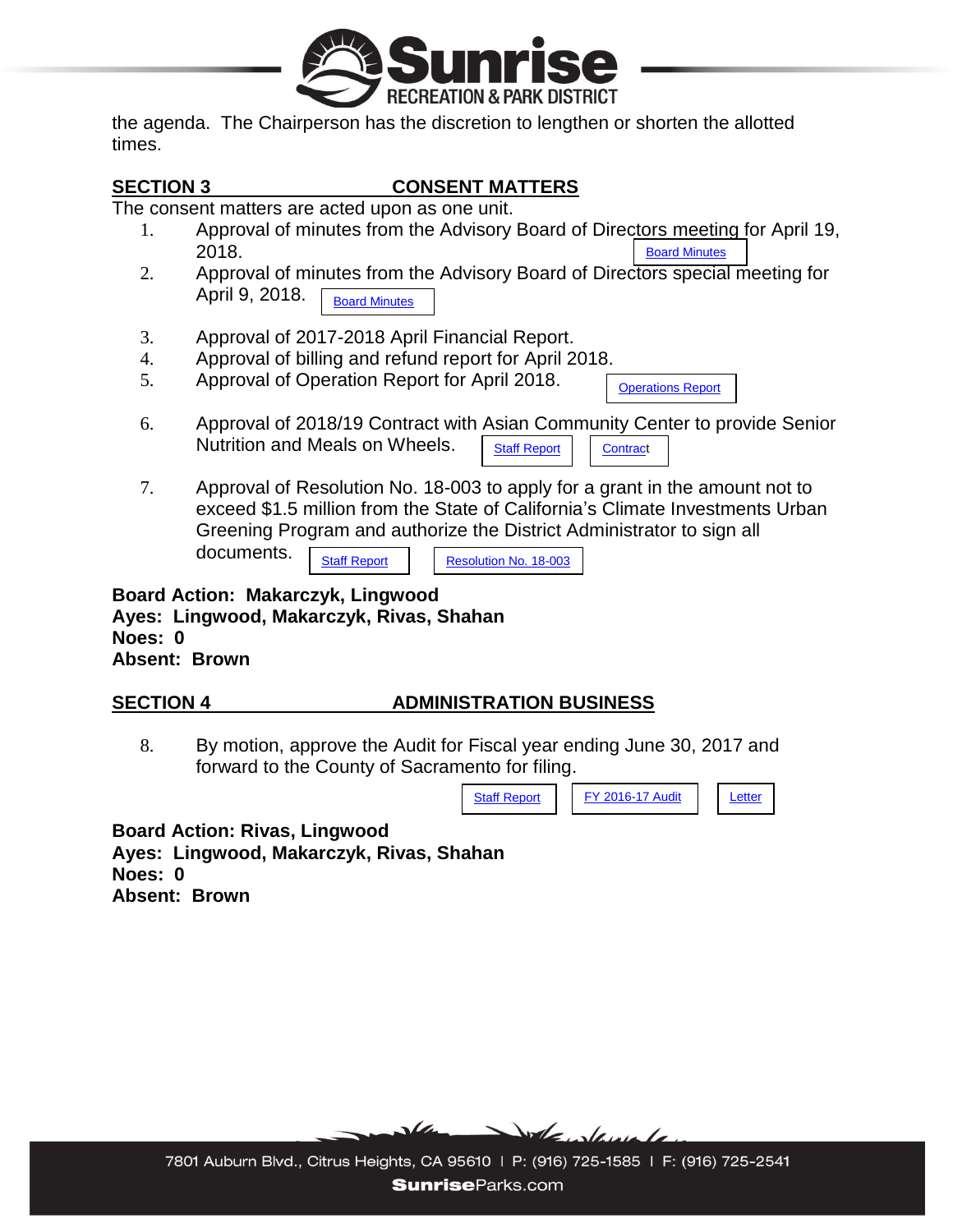the agenda. The Chairperson has the discretion to lengthen or shorten the allotted times.

## SECTION 3 CONSENT MATTERS

The consent matters are acted upon as one unit.

1. Approval of minutes from the Advisory Board of Directors meeting for April 19, 2018. Board Minutes
2. Approval of minutes from the Advisory Board of Directors special meeting for April 9, 2018. Board Minutes
3. Approval of 2017-2018 April Financial Report.
4. Approval of billing and refund report for April 2018.
5. Approval of Operation Report for April 2018. Operations Report
6. Approval of 2018/19 Contract with Asian Community Center to provide Senior Nutrition and Meals on Wheels. Staff Report Contract
7. Approval of Resolution No. 18-003 to apply for a grant in the amount not to exceed $1.5 million from the State of California's Climate Investments Urban Greening Program and authorize the District Administrator to sign all documents. Staff Report Resolution No. 18-003

**Board Action: Makarczyk, Lingwood**
**Ayes: Lingwood, Makarczyk, Rivas, Shahan**
**Noes: 0**
**Absent: Brown**

## SECTION 4 ADMINISTRATION BUSINESS

8. By motion, approve the Audit for Fiscal year ending June 30, 2017 and forward to the County of Sacramento for filing. Staff Report FY 2016-17 Audit Letter

**Board Action: Rivas, Lingwood**
**Ayes: Lingwood, Makarczyk, Rivas, Shahan**
**Noes: 0**
**Absent: Brown**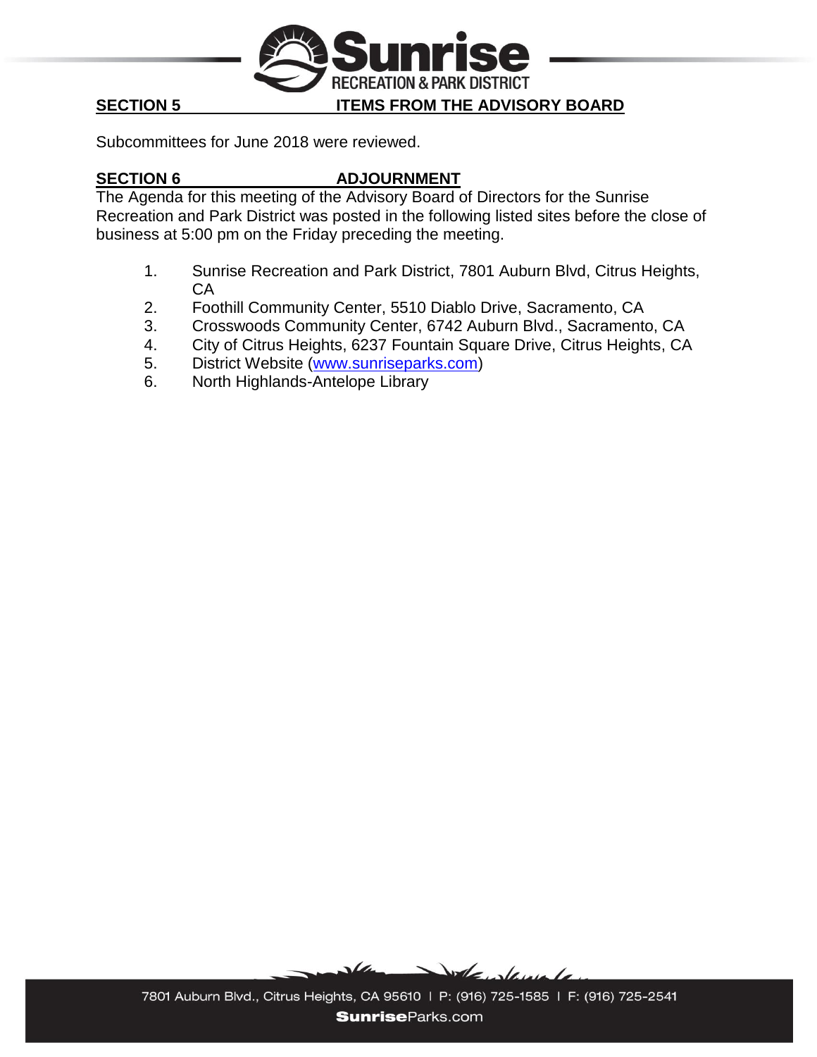## SECTION 5 ITEMS FROM THE ADVISORY BOARD

Subcommittees for June 2018 were reviewed.

## SECTION 6 ADJOURNMENT

The Agenda for this meeting of the Advisory Board of Directors for the Sunrise Recreation and Park District was posted in the following listed sites before the close of business at 5:00 pm on the Friday preceding the meeting.

1. Sunrise Recreation and Park District, 7801 Auburn Blvd, Citrus Heights, CA
2. Foothill Community Center, 5510 Diablo Drive, Sacramento, CA
3. Crosswoods Community Center, 6742 Auburn Blvd., Sacramento, CA
4. City of Citrus Heights, 6237 Fountain Square Drive, Citrus Heights, CA
5. District Website (www.sunriseparks.com)
6. North Highlands-Antelope Library